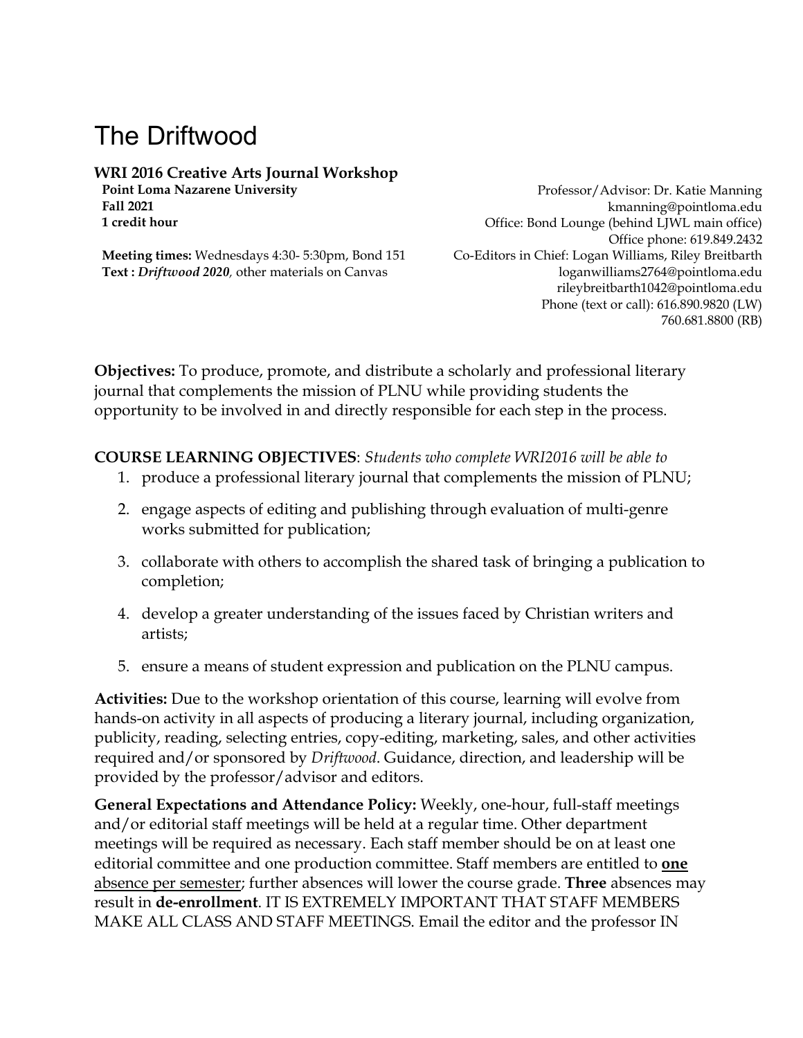# The Driftwood

## WRI 2016 Creative Arts Journal Workshop

**Point Loma Nazarene University**
**Fall 2021**
**1 credit hour**

**Meeting times:** Wednesdays 4:30- 5:30pm, Bond 151
**Text :** ***Driftwood 2020***, other materials on Canvas

Professor/Advisor: Dr. Katie Manning
kmanning@pointloma.edu
Office: Bond Lounge (behind LJWL main office)
Office phone: 619.849.2432
Co-Editors in Chief: Logan Williams, Riley Breitbarth
loganwilliams2764@pointloma.edu
rileybreitbarth1042@pointloma.edu
Phone (text or call): 616.890.9820 (LW)
760.681.8800 (RB)

**Objectives:** To produce, promote, and distribute a scholarly and professional literary journal that complements the mission of PLNU while providing students the opportunity to be involved in and directly responsible for each step in the process.

**COURSE LEARNING OBJECTIVES**: *Students who complete WRI2016 will be able to*

1. produce a professional literary journal that complements the mission of PLNU;
2. engage aspects of editing and publishing through evaluation of multi-genre works submitted for publication;
3. collaborate with others to accomplish the shared task of bringing a publication to completion;
4. develop a greater understanding of the issues faced by Christian writers and artists;
5. ensure a means of student expression and publication on the PLNU campus.

**Activities:** Due to the workshop orientation of this course, learning will evolve from hands-on activity in all aspects of producing a literary journal, including organization, publicity, reading, selecting entries, copy-editing, marketing, sales, and other activities required and/or sponsored by *Driftwood*. Guidance, direction, and leadership will be provided by the professor/advisor and editors.

**General Expectations and Attendance Policy:** Weekly, one-hour, full-staff meetings and/or editorial staff meetings will be held at a regular time. Other department meetings will be required as necessary. Each staff member should be on at least one editorial committee and one production committee. Staff members are entitled to **<u>one</u>** <u>absence per semester</u>; further absences will lower the course grade. **Three** absences may result in **de-enrollment**. IT IS EXTREMELY IMPORTANT THAT STAFF MEMBERS MAKE ALL CLASS AND STAFF MEETINGS. Email the editor and the professor IN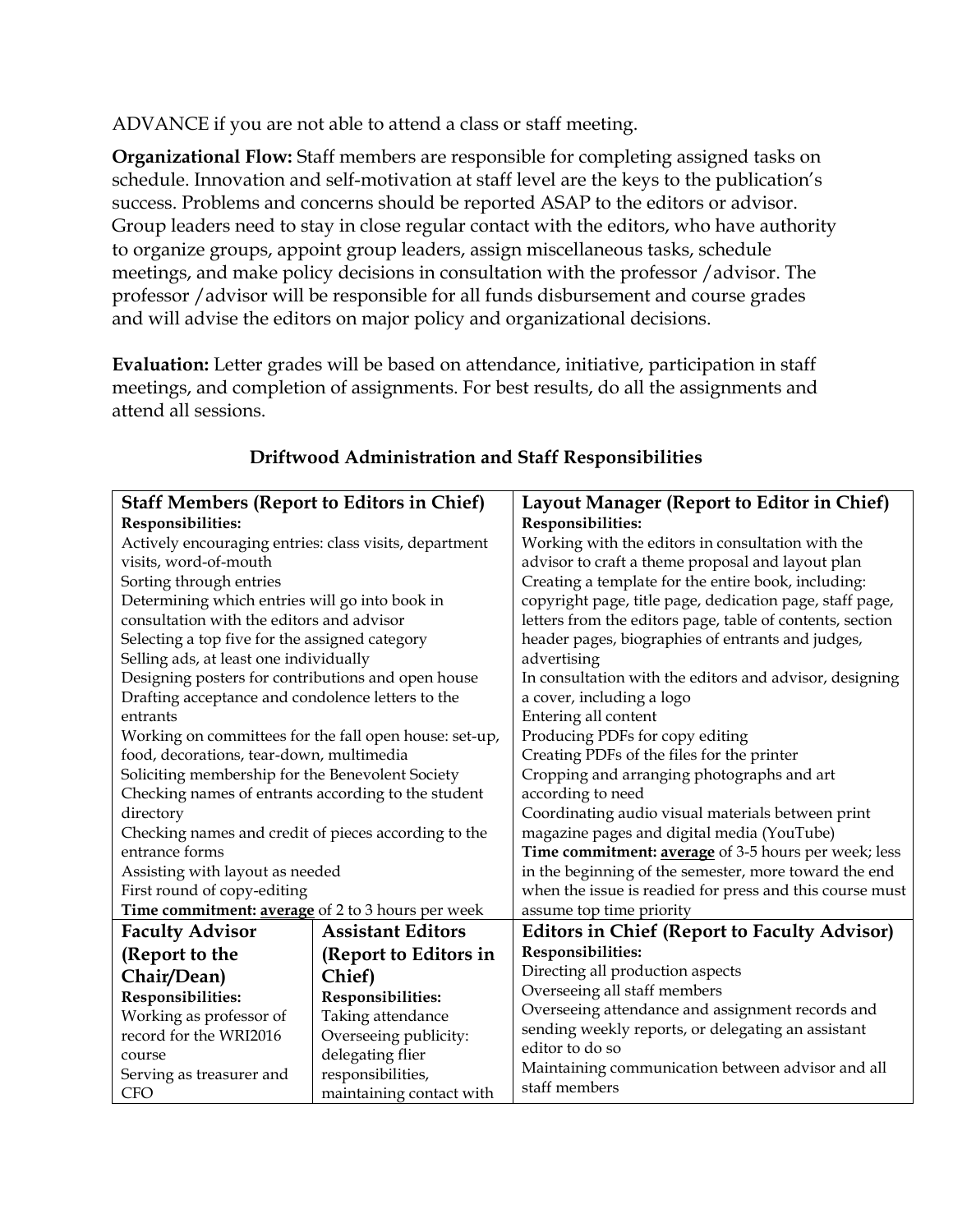ADVANCE if you are not able to attend a class or staff meeting.

**Organizational Flow:** Staff members are responsible for completing assigned tasks on schedule. Innovation and self-motivation at staff level are the keys to the publication's success. Problems and concerns should be reported ASAP to the editors or advisor. Group leaders need to stay in close regular contact with the editors, who have authority to organize groups, appoint group leaders, assign miscellaneous tasks, schedule meetings, and make policy decisions in consultation with the professor /advisor. The professor /advisor will be responsible for all funds disbursement and course grades and will advise the editors on major policy and organizational decisions.

**Evaluation:** Letter grades will be based on attendance, initiative, participation in staff meetings, and completion of assignments. For best results, do all the assignments and attend all sessions.

**Driftwood Administration and Staff Responsibilities**

| **Staff Members (Report to Editors in Chief)** | **Layout Manager (Report to Editor in Chief)** |
|---|---|
| **Responsibilities:**<br>Actively encouraging entries: class visits, department visits, word-of-mouth<br>Sorting through entries<br>Determining which entries will go into book in consultation with the editors and advisor<br>Selecting a top five for the assigned category<br>Selling ads, at least one individually<br>Designing posters for contributions and open house<br>Drafting acceptance and condolence letters to the entrants<br>Working on committees for the fall open house: set-up, food, decorations, tear-down, multimedia<br>Soliciting membership for the Benevolent Society<br>Checking names of entrants according to the student directory<br>Checking names and credit of pieces according to the entrance forms<br>Assisting with layout as needed<br>First round of copy-editing<br>**Time commitment:** **average** of 2 to 3 hours per week | **Responsibilities:**<br>Working with the editors in consultation with the advisor to craft a theme proposal and layout plan<br>Creating a template for the entire book, including: copyright page, title page, dedication page, staff page, letters from the editors page, table of contents, section header pages, biographies of entrants and judges, advertising<br>In consultation with the editors and advisor, designing a cover, including a logo<br>Entering all content<br>Producing PDFs for copy editing<br>Creating PDFs of the files for the printer<br>Cropping and arranging photographs and art according to need<br>Coordinating audio visual materials between print magazine pages and digital media (YouTube)<br>**Time commitment:** **average** of 3-5 hours per week; less in the beginning of the semester, more toward the end when the issue is readied for press and this course must assume top time priority |

| **Faculty Advisor (Report to the Chair/Dean)** | **Assistant Editors (Report to Editors in Chief)** | **Editors in Chief (Report to Faculty Advisor)** |
|---|---|---|
| **Responsibilities:**<br>Working as professor of record for the WRI2016 course<br>Serving as treasurer and CFO | **Responsibilities:**<br>Taking attendance<br>Overseeing publicity: delegating flier responsibilities, maintaining contact with | **Responsibilities:**<br>Directing all production aspects<br>Overseeing all staff members<br>Overseeing attendance and assignment records and sending weekly reports, or delegating an assistant editor to do so<br>Maintaining communication between advisor and all staff members |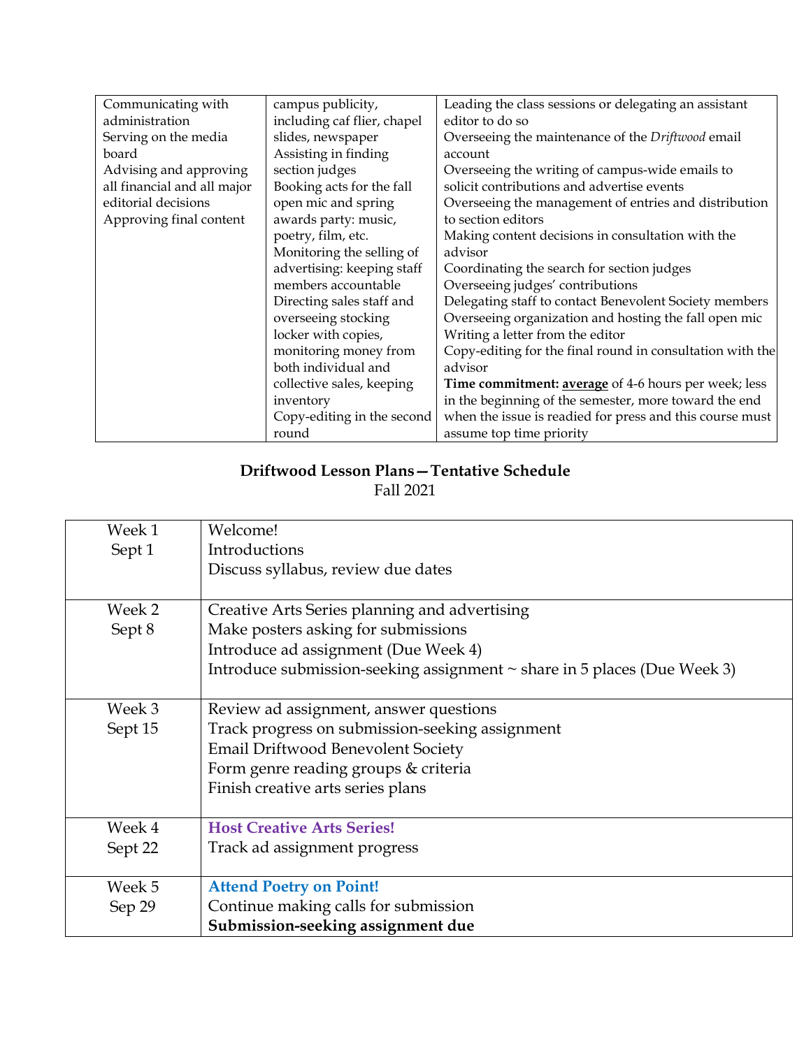| | | |
|---|---|---|
| Communicating with administration<br>Serving on the media board<br>Advising and approving all financial and all major editorial decisions<br>Approving final content | campus publicity, including caf flier, chapel slides, newspaper<br>Assisting in finding section judges<br>Booking acts for the fall open mic and spring awards party: music, poetry, film, etc.<br>Monitoring the selling of advertising: keeping staff members accountable<br>Directing sales staff and overseeing stocking locker with copies, monitoring money from both individual and collective sales, keeping inventory<br>Copy-editing in the second round | Leading the class sessions or delegating an assistant editor to do so<br>Overseeing the maintenance of the *Driftwood* email account<br>Overseeing the writing of campus-wide emails to solicit contributions and advertise events<br>Overseeing the management of entries and distribution to section editors<br>Making content decisions in consultation with the advisor<br>Coordinating the search for section judges<br>Overseeing judges' contributions<br>Delegating staff to contact Benevolent Society members<br>Overseeing organization and hosting the fall open mic<br>Writing a letter from the editor<br>Copy-editing for the final round in consultation with the advisor<br>**Time commitment:** **average** of 4-6 hours per week; less in the beginning of the semester, more toward the end when the issue is readied for press and this course must assume top time priority |

## Driftwood Lesson Plans—Tentative Schedule

Fall 2021

| | |
|---|---|
| Week 1<br>Sept 1 | Welcome!<br>Introductions<br>Discuss syllabus, review due dates |
| Week 2<br>Sept 8 | Creative Arts Series planning and advertising<br>Make posters asking for submissions<br>Introduce ad assignment (Due Week 4)<br>Introduce submission-seeking assignment ~ share in 5 places (Due Week 3) |
| Week 3<br>Sept 15 | Review ad assignment, answer questions<br>Track progress on submission-seeking assignment<br>Email Driftwood Benevolent Society<br>Form genre reading groups & criteria<br>Finish creative arts series plans |
| Week 4<br>Sept 22 | **Host Creative Arts Series!**<br>Track ad assignment progress |
| Week 5<br>Sep 29 | **Attend Poetry on Point!**<br>Continue making calls for submission<br>**Submission-seeking assignment due** |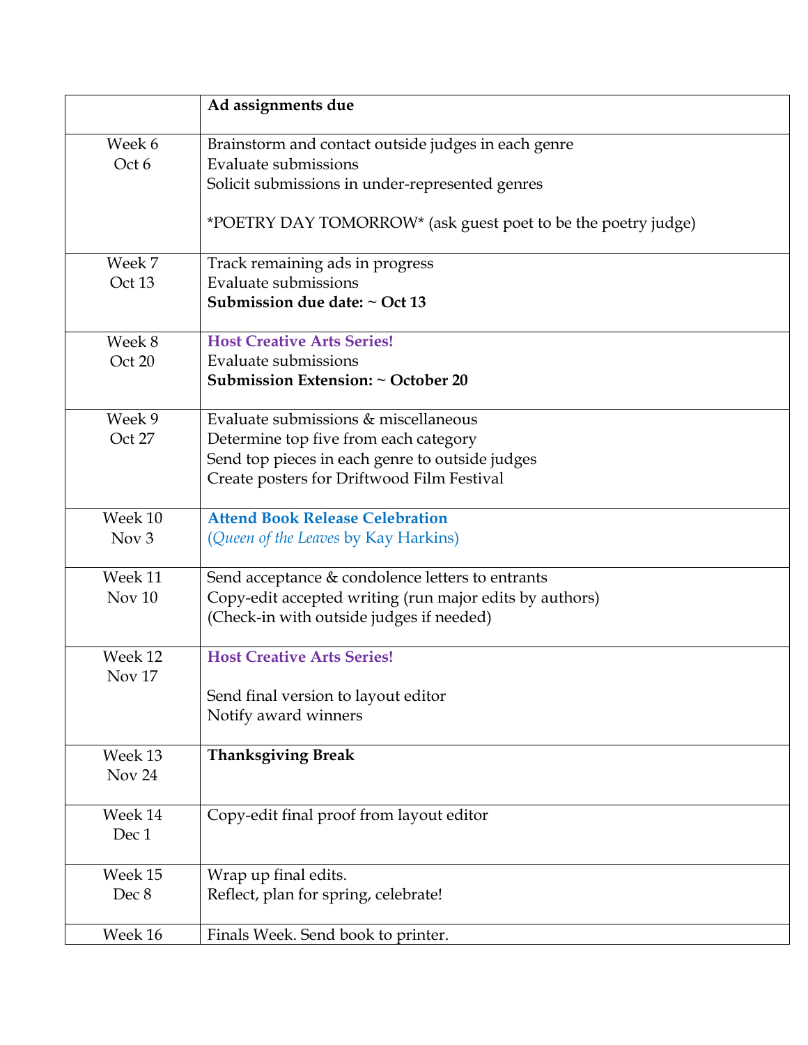| | |
|---|---|
| | **Ad assignments due** |
| Week 6<br>Oct 6 | Brainstorm and contact outside judges in each genre<br>Evaluate submissions<br>Solicit submissions in under-represented genres<br><br>*POETRY DAY TOMORROW* (ask guest poet to be the poetry judge) |
| Week 7<br>Oct 13 | Track remaining ads in progress<br>Evaluate submissions<br>**Submission due date: ~ Oct 13** |
| Week 8<br>Oct 20 | **Host Creative Arts Series!**<br>Evaluate submissions<br>**Submission Extension: ~ October 20** |
| Week 9<br>Oct 27 | Evaluate submissions & miscellaneous<br>Determine top five from each category<br>Send top pieces in each genre to outside judges<br>Create posters for Driftwood Film Festival |
| Week 10<br>Nov 3 | **Attend Book Release Celebration**<br>(*Queen of the Leaves* by Kay Harkins) |
| Week 11<br>Nov 10 | Send acceptance & condolence letters to entrants<br>Copy-edit accepted writing (run major edits by authors)<br>(Check-in with outside judges if needed) |
| Week 12<br>Nov 17 | **Host Creative Arts Series!**<br><br>Send final version to layout editor<br>Notify award winners |
| Week 13<br>Nov 24 | **Thanksgiving Break** |
| Week 14<br>Dec 1 | Copy-edit final proof from layout editor |
| Week 15<br>Dec 8 | Wrap up final edits.<br>Reflect, plan for spring, celebrate! |
| Week 16 | Finals Week. Send book to printer. |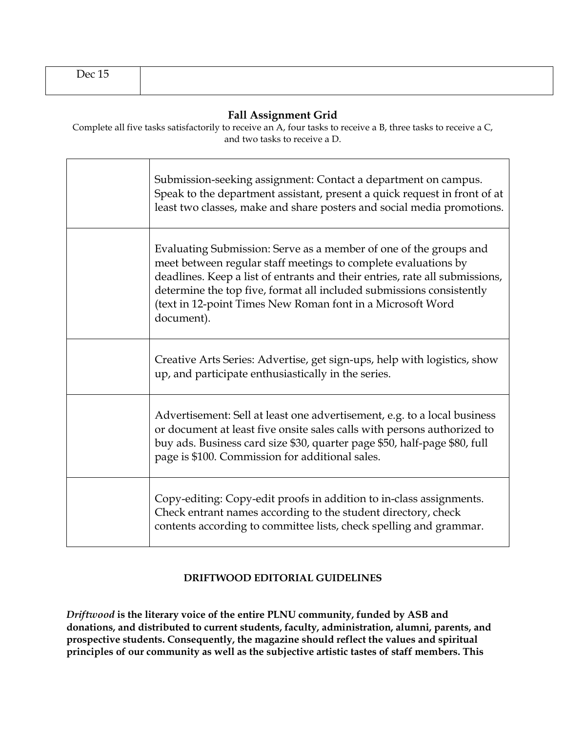| Dec 15 | |
|---|---|

**Fall Assignment Grid**

Complete all five tasks satisfactorily to receive an A, four tasks to receive a B, three tasks to receive a C, and two tasks to receive a D.

| | |
|---|---|
| | Submission-seeking assignment: Contact a department on campus. Speak to the department assistant, present a quick request in front of at least two classes, make and share posters and social media promotions. |
| | Evaluating Submission: Serve as a member of one of the groups and meet between regular staff meetings to complete evaluations by deadlines. Keep a list of entrants and their entries, rate all submissions, determine the top five, format all included submissions consistently (text in 12-point Times New Roman font in a Microsoft Word document). |
| | Creative Arts Series: Advertise, get sign-ups, help with logistics, show up, and participate enthusiastically in the series. |
| | Advertisement: Sell at least one advertisement, e.g. to a local business or document at least five onsite sales calls with persons authorized to buy ads. Business card size $30, quarter page $50, half-page $80, full page is $100. Commission for additional sales. |
| | Copy-editing: Copy-edit proofs in addition to in-class assignments. Check entrant names according to the student directory, check contents according to committee lists, check spelling and grammar. |

## DRIFTWOOD EDITORIAL GUIDELINES

***Driftwood*** **is the literary voice of the entire PLNU community, funded by ASB and donations, and distributed to current students, faculty, administration, alumni, parents, and prospective students. Consequently, the magazine should reflect the values and spiritual principles of our community as well as the subjective artistic tastes of staff members. This**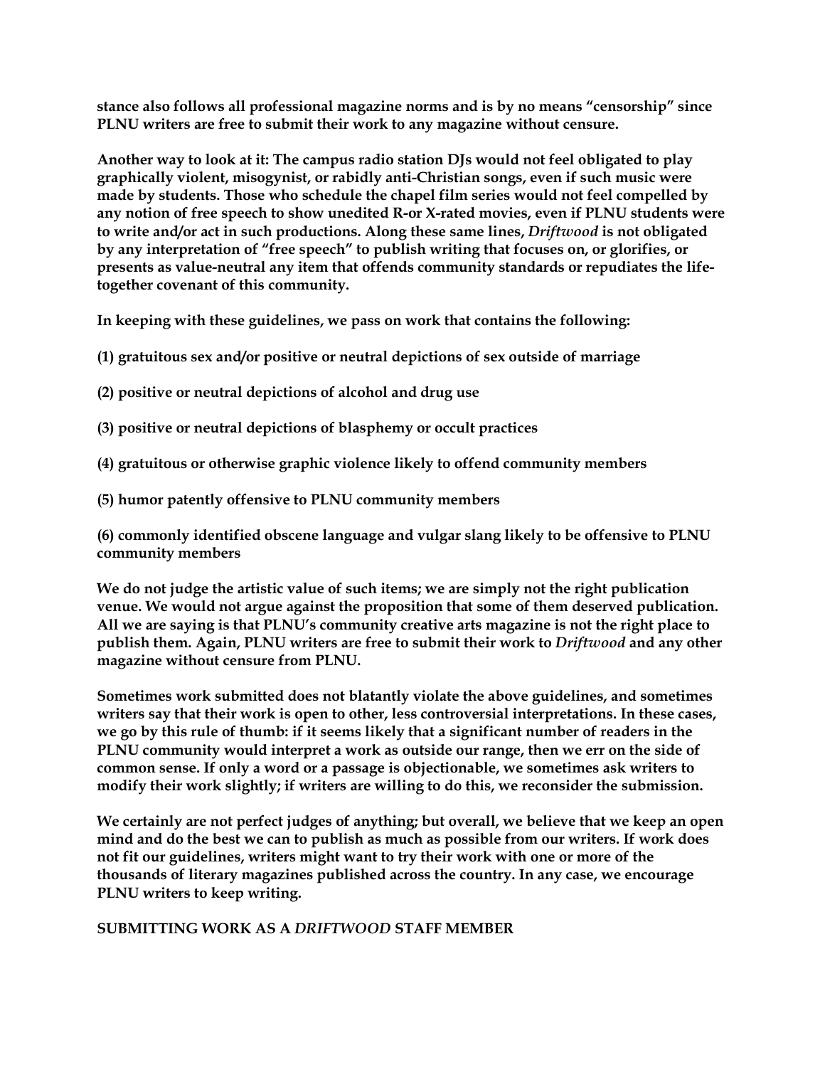**stance also follows all professional magazine norms and is by no means "censorship" since PLNU writers are free to submit their work to any magazine without censure.**

**Another way to look at it: The campus radio station DJs would not feel obligated to play graphically violent, misogynist, or rabidly anti-Christian songs, even if such music were made by students. Those who schedule the chapel film series would not feel compelled by any notion of free speech to show unedited R-or X-rated movies, even if PLNU students were to write and/or act in such productions. Along these same lines, *Driftwood* is not obligated by any interpretation of "free speech" to publish writing that focuses on, or glorifies, or presents as value-neutral any item that offends community standards or repudiates the life-together covenant of this community.**

**In keeping with these guidelines, we pass on work that contains the following:**

**(1) gratuitous sex and/or positive or neutral depictions of sex outside of marriage**

**(2) positive or neutral depictions of alcohol and drug use**

**(3) positive or neutral depictions of blasphemy or occult practices**

**(4) gratuitous or otherwise graphic violence likely to offend community members**

**(5) humor patently offensive to PLNU community members**

**(6) commonly identified obscene language and vulgar slang likely to be offensive to PLNU community members**

**We do not judge the artistic value of such items; we are simply not the right publication venue. We would not argue against the proposition that some of them deserved publication. All we are saying is that PLNU's community creative arts magazine is not the right place to publish them. Again, PLNU writers are free to submit their work to *Driftwood* and any other magazine without censure from PLNU.**

**Sometimes work submitted does not blatantly violate the above guidelines, and sometimes writers say that their work is open to other, less controversial interpretations. In these cases, we go by this rule of thumb: if it seems likely that a significant number of readers in the PLNU community would interpret a work as outside our range, then we err on the side of common sense. If only a word or a passage is objectionable, we sometimes ask writers to modify their work slightly; if writers are willing to do this, we reconsider the submission.**

**We certainly are not perfect judges of anything; but overall, we believe that we keep an open mind and do the best we can to publish as much as possible from our writers. If work does not fit our guidelines, writers might want to try their work with one or more of the thousands of literary magazines published across the country. In any case, we encourage PLNU writers to keep writing.**

## SUBMITTING WORK AS A *DRIFTWOOD* STAFF MEMBER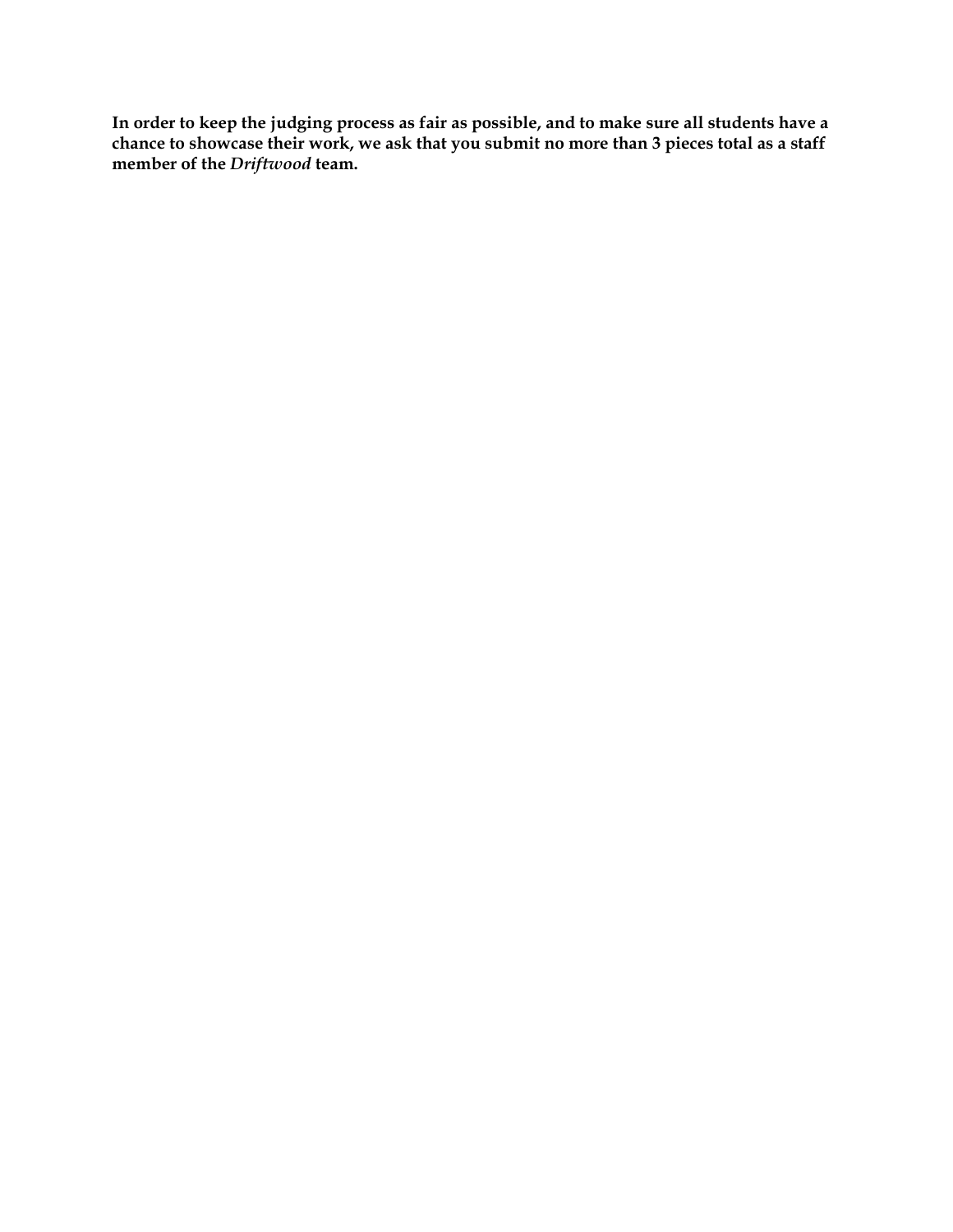**In order to keep the judging process as fair as possible, and to make sure all students have a chance to showcase their work, we ask that you submit no more than 3 pieces total as a staff member of the *Driftwood* team.**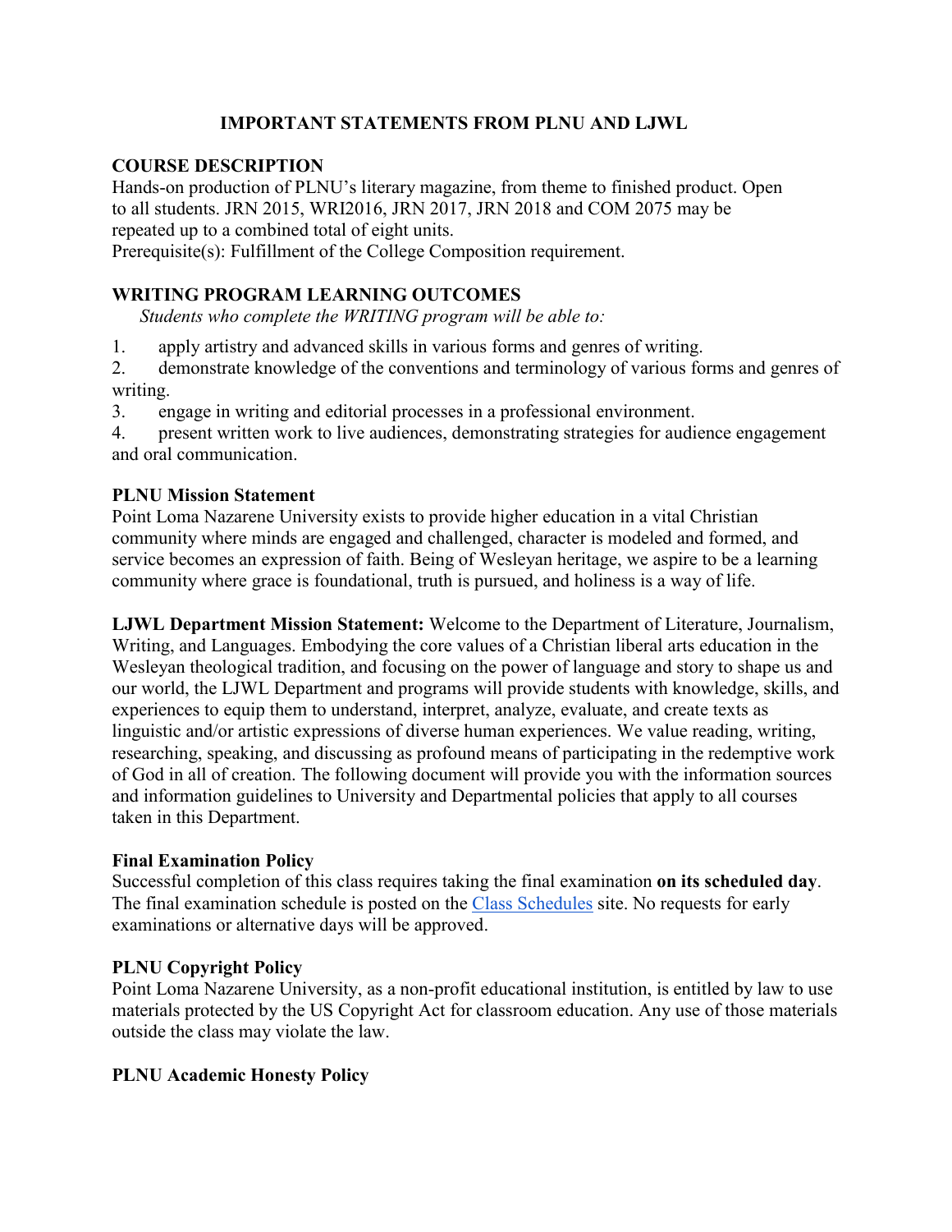## IMPORTANT STATEMENTS FROM PLNU AND LJWL

### COURSE DESCRIPTION

Hands-on production of PLNU's literary magazine, from theme to finished product. Open to all students. JRN 2015, WRI2016, JRN 2017, JRN 2018 and COM 2075 may be repeated up to a combined total of eight units.
Prerequisite(s): Fulfillment of the College Composition requirement.

### WRITING PROGRAM LEARNING OUTCOMES

*Students who complete the WRITING program will be able to:*

1. apply artistry and advanced skills in various forms and genres of writing.
2. demonstrate knowledge of the conventions and terminology of various forms and genres of writing.
3. engage in writing and editorial processes in a professional environment.
4. present written work to live audiences, demonstrating strategies for audience engagement and oral communication.

### PLNU Mission Statement

Point Loma Nazarene University exists to provide higher education in a vital Christian community where minds are engaged and challenged, character is modeled and formed, and service becomes an expression of faith. Being of Wesleyan heritage, we aspire to be a learning community where grace is foundational, truth is pursued, and holiness is a way of life.

**LJWL Department Mission Statement:** Welcome to the Department of Literature, Journalism, Writing, and Languages. Embodying the core values of a Christian liberal arts education in the Wesleyan theological tradition, and focusing on the power of language and story to shape us and our world, the LJWL Department and programs will provide students with knowledge, skills, and experiences to equip them to understand, interpret, analyze, evaluate, and create texts as linguistic and/or artistic expressions of diverse human experiences. We value reading, writing, researching, speaking, and discussing as profound means of participating in the redemptive work of God in all of creation. The following document will provide you with the information sources and information guidelines to University and Departmental policies that apply to all courses taken in this Department.

### Final Examination Policy

Successful completion of this class requires taking the final examination **on its scheduled day**. The final examination schedule is posted on the Class Schedules site. No requests for early examinations or alternative days will be approved.

### PLNU Copyright Policy

Point Loma Nazarene University, as a non-profit educational institution, is entitled by law to use materials protected by the US Copyright Act for classroom education. Any use of those materials outside the class may violate the law.

### PLNU Academic Honesty Policy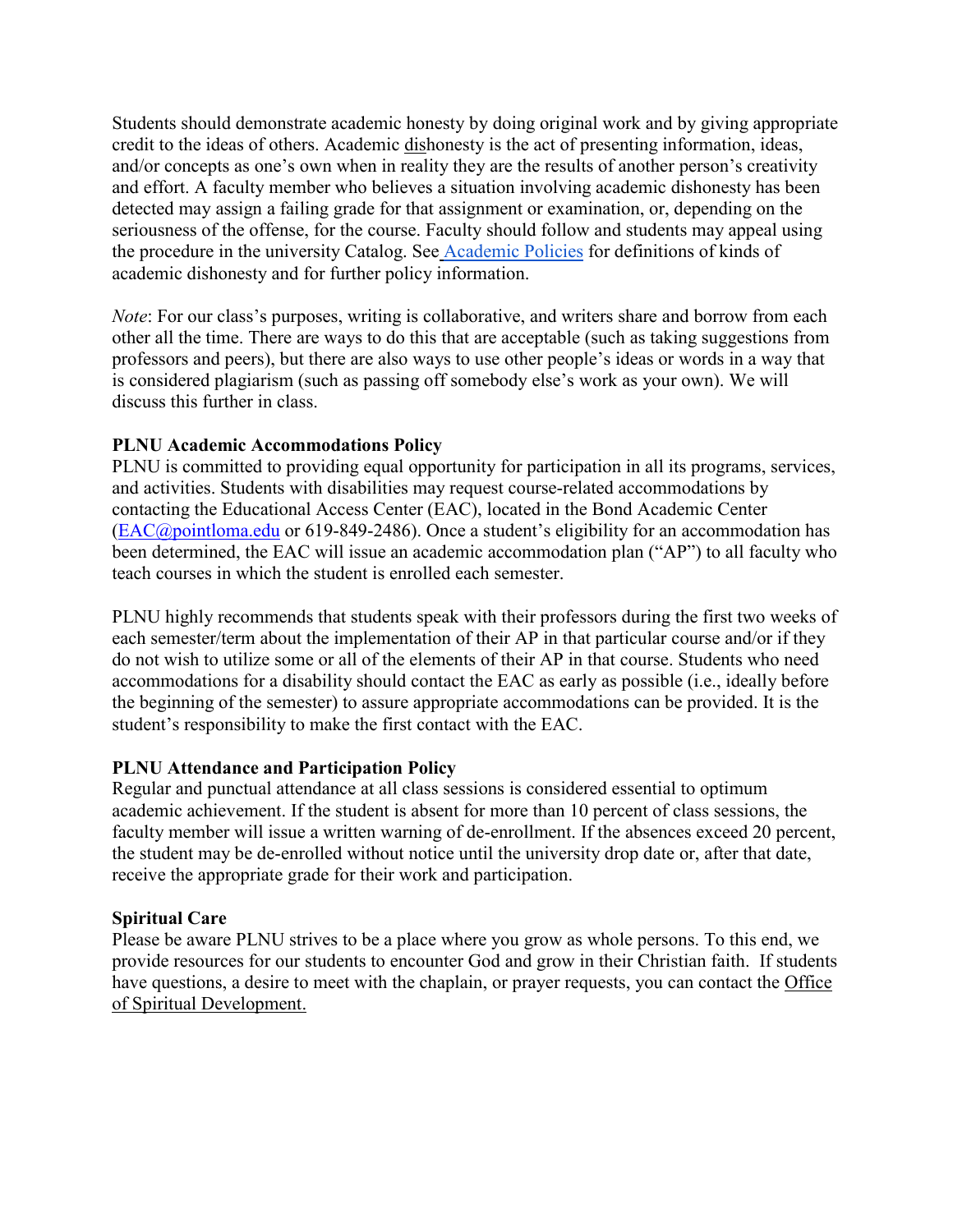Students should demonstrate academic honesty by doing original work and by giving appropriate credit to the ideas of others. Academic dishonesty is the act of presenting information, ideas, and/or concepts as one's own when in reality they are the results of another person's creativity and effort. A faculty member who believes a situation involving academic dishonesty has been detected may assign a failing grade for that assignment or examination, or, depending on the seriousness of the offense, for the course. Faculty should follow and students may appeal using the procedure in the university Catalog. See Academic Policies for definitions of kinds of academic dishonesty and for further policy information.

*Note*: For our class's purposes, writing is collaborative, and writers share and borrow from each other all the time. There are ways to do this that are acceptable (such as taking suggestions from professors and peers), but there are also ways to use other people's ideas or words in a way that is considered plagiarism (such as passing off somebody else's work as your own). We will discuss this further in class.

**PLNU Academic Accommodations Policy**

PLNU is committed to providing equal opportunity for participation in all its programs, services, and activities. Students with disabilities may request course-related accommodations by contacting the Educational Access Center (EAC), located in the Bond Academic Center (EAC@pointloma.edu or 619-849-2486). Once a student's eligibility for an accommodation has been determined, the EAC will issue an academic accommodation plan ("AP") to all faculty who teach courses in which the student is enrolled each semester.

PLNU highly recommends that students speak with their professors during the first two weeks of each semester/term about the implementation of their AP in that particular course and/or if they do not wish to utilize some or all of the elements of their AP in that course. Students who need accommodations for a disability should contact the EAC as early as possible (i.e., ideally before the beginning of the semester) to assure appropriate accommodations can be provided. It is the student's responsibility to make the first contact with the EAC.

**PLNU Attendance and Participation Policy**

Regular and punctual attendance at all class sessions is considered essential to optimum academic achievement. If the student is absent for more than 10 percent of class sessions, the faculty member will issue a written warning of de-enrollment. If the absences exceed 20 percent, the student may be de-enrolled without notice until the university drop date or, after that date, receive the appropriate grade for their work and participation.

**Spiritual Care**

Please be aware PLNU strives to be a place where you grow as whole persons. To this end, we provide resources for our students to encounter God and grow in their Christian faith. If students have questions, a desire to meet with the chaplain, or prayer requests, you can contact the Office of Spiritual Development.